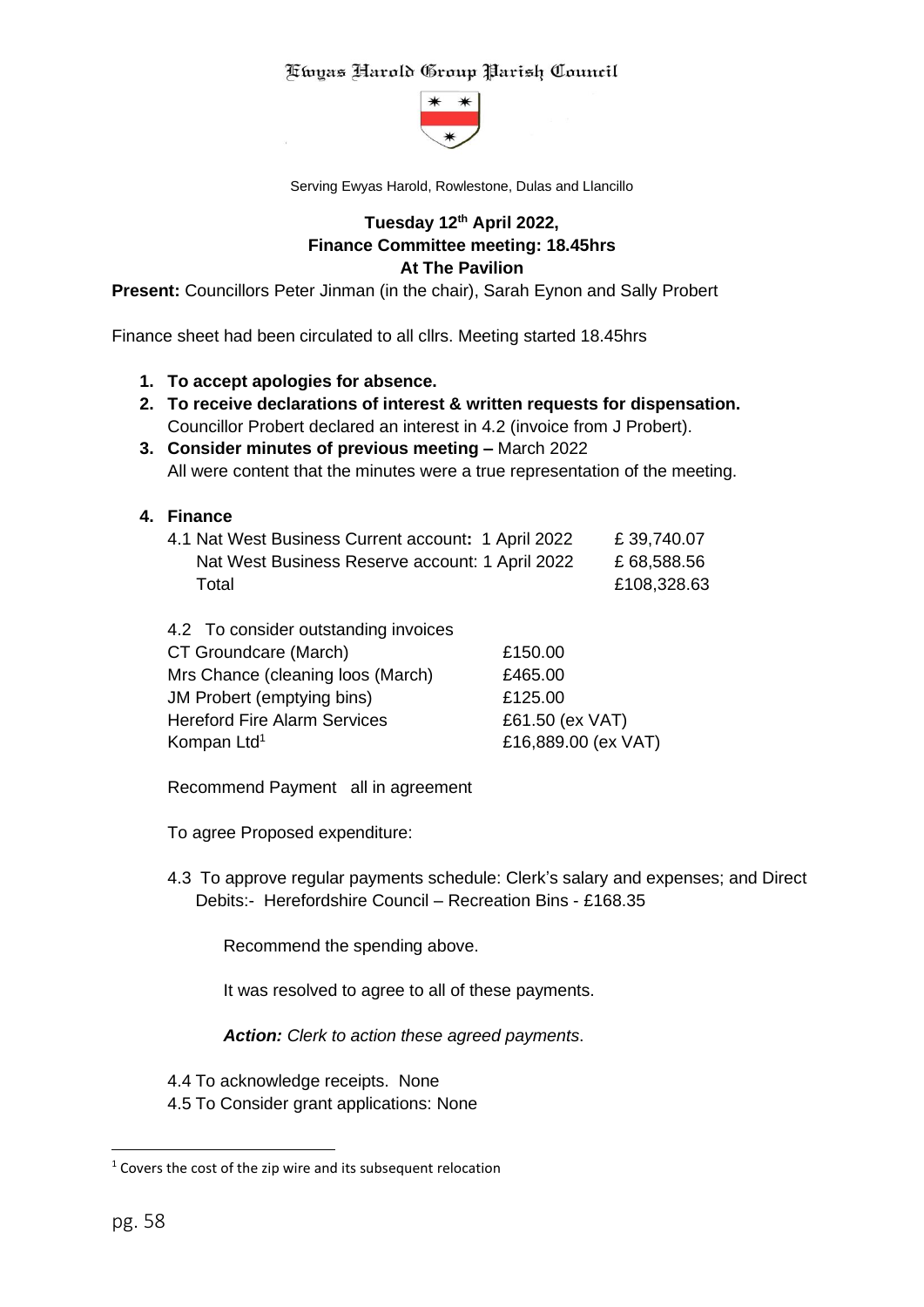# Ewyas Harold Group Parish Council

Serving Ewyas Harold, Rowlestone, Dulas and Llancillo

**Tuesday 12th April 2022,**
**Finance Committee meeting: 18.45hrs**
**At The Pavilion**

**Present:** Councillors Peter Jinman (in the chair), Sarah Eynon and Sally Probert

Finance sheet had been circulated to all cllrs. Meeting started 18.45hrs

1. **To accept apologies for absence.**
2. **To receive declarations of interest & written requests for dispensation.**
   Councillor Probert declared an interest in 4.2 (invoice from J Probert).
3. **Consider minutes of previous meeting –** March 2022
   All were content that the minutes were a true representation of the meeting.

4. **Finance**

| 4.1 Nat West Business Current account: 1 April 2022 | £ 39,740.07 |
|---|---|
| Nat West Business Reserve account: 1 April 2022 | £ 68,588.56 |
| Total | £108,328.63 |

4.2 To consider outstanding invoices

| | |
|---|---|
| CT Groundcare (March) | £150.00 |
| Mrs Chance (cleaning loos (March) | £465.00 |
| JM Probert (emptying bins) | £125.00 |
| Hereford Fire Alarm Services | £61.50 (ex VAT) |
| Kompan Ltd[1] | £16,889.00 (ex VAT) |

Recommend Payment all in agreement

To agree Proposed expenditure:

4.3 To approve regular payments schedule: Clerk's salary and expenses; and Direct Debits:- Herefordshire Council – Recreation Bins - £168.35

Recommend the spending above.

It was resolved to agree to all of these payments.

***Action:*** *Clerk to action these agreed payments*.

4.4 To acknowledge receipts. None

4.5 To Consider grant applications: None

[1] Covers the cost of the zip wire and its subsequent relocation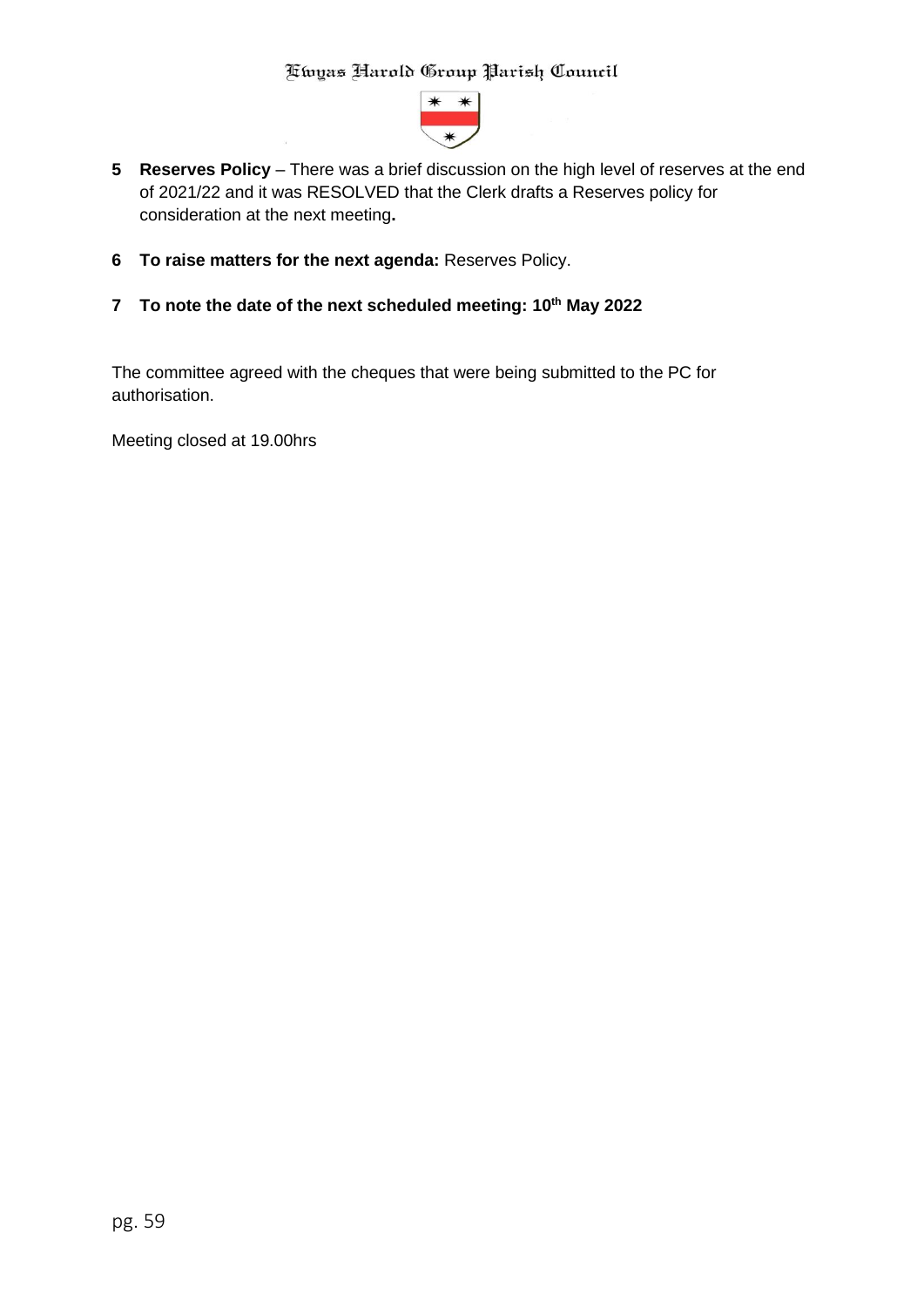5. **Reserves Policy** – There was a brief discussion on the high level of reserves at the end of 2021/22 and it was RESOLVED that the Clerk drafts a Reserves policy for consideration at the next meeting**.**

6. **To raise matters for the next agenda:** Reserves Policy.

7. **To note the date of the next scheduled meeting: 10th May 2022**

The committee agreed with the cheques that were being submitted to the PC for authorisation.

Meeting closed at 19.00hrs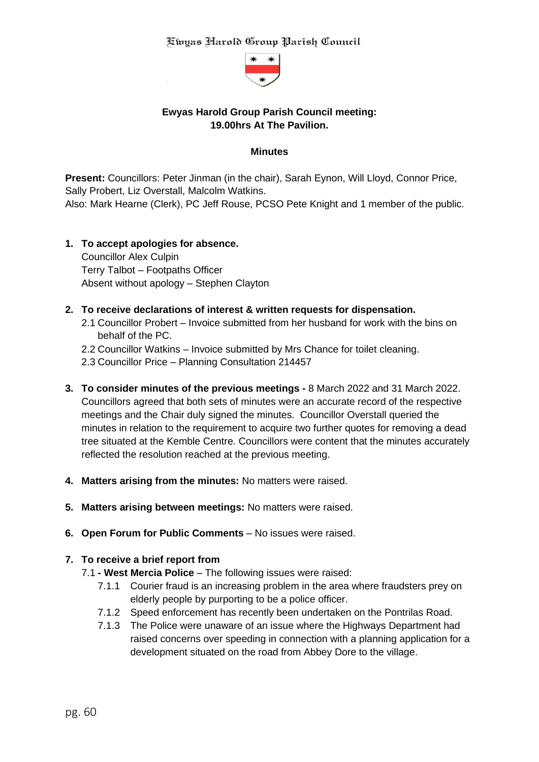Ewyas Harold Group Parish Council

**Ewyas Harold Group Parish Council meeting:**
**19.00hrs At The Pavilion.**

**Minutes**

**Present:** Councillors: Peter Jinman (in the chair), Sarah Eynon, Will Lloyd, Connor Price, Sally Probert, Liz Overstall, Malcolm Watkins.
Also: Mark Hearne (Clerk), PC Jeff Rouse, PCSO Pete Knight and 1 member of the public.

1. **To accept apologies for absence.**
   Councillor Alex Culpin
   Terry Talbot – Footpaths Officer
   Absent without apology – Stephen Clayton

2. **To receive declarations of interest & written requests for dispensation.**
   2.1 Councillor Probert – Invoice submitted from her husband for work with the bins on behalf of the PC.
   2.2 Councillor Watkins – Invoice submitted by Mrs Chance for toilet cleaning.
   2.3 Councillor Price – Planning Consultation 214457

3. **To consider minutes of the previous meetings -** 8 March 2022 and 31 March 2022. Councillors agreed that both sets of minutes were an accurate record of the respective meetings and the Chair duly signed the minutes. Councillor Overstall queried the minutes in relation to the requirement to acquire two further quotes for removing a dead tree situated at the Kemble Centre. Councillors were content that the minutes accurately reflected the resolution reached at the previous meeting.

4. **Matters arising from the minutes:** No matters were raised.

5. **Matters arising between meetings:** No matters were raised.

6. **Open Forum for Public Comments** – No issues were raised.

7. **To receive a brief report from**
   7.1 **- West Mercia Police** – The following issues were raised:
      7.1.1 Courier fraud is an increasing problem in the area where fraudsters prey on elderly people by purporting to be a police officer.
      7.1.2 Speed enforcement has recently been undertaken on the Pontrilas Road.
      7.1.3 The Police were unaware of an issue where the Highways Department had raised concerns over speeding in connection with a planning application for a development situated on the road from Abbey Dore to the village.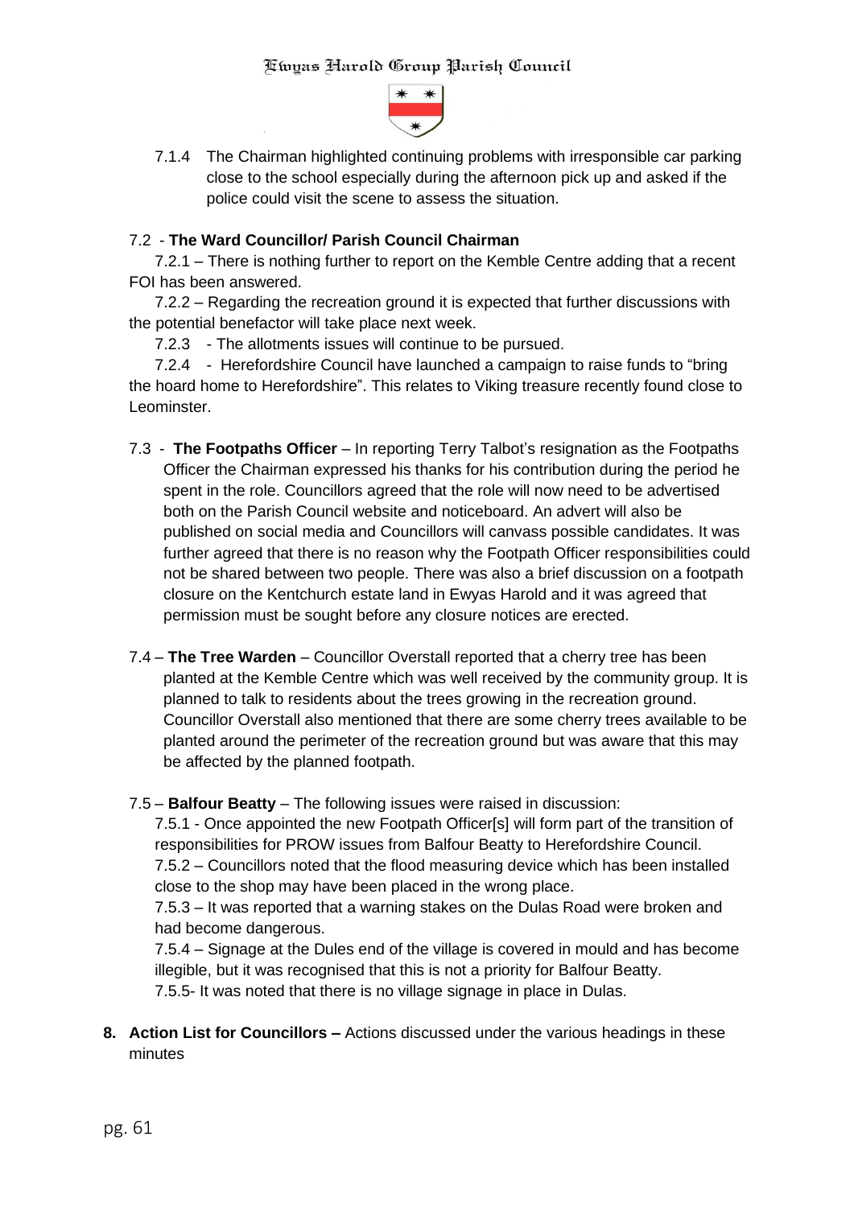7.1.4 The Chairman highlighted continuing problems with irresponsible car parking close to the school especially during the afternoon pick up and asked if the police could visit the scene to assess the situation.

7.2 - **The Ward Councillor/ Parish Council Chairman**

7.2.1 – There is nothing further to report on the Kemble Centre adding that a recent FOI has been answered.

7.2.2 – Regarding the recreation ground it is expected that further discussions with the potential benefactor will take place next week.

7.2.3 - The allotments issues will continue to be pursued.

7.2.4 - Herefordshire Council have launched a campaign to raise funds to "bring the hoard home to Herefordshire". This relates to Viking treasure recently found close to Leominster.

7.3 - **The Footpaths Officer** – In reporting Terry Talbot's resignation as the Footpaths Officer the Chairman expressed his thanks for his contribution during the period he spent in the role. Councillors agreed that the role will now need to be advertised both on the Parish Council website and noticeboard. An advert will also be published on social media and Councillors will canvass possible candidates. It was further agreed that there is no reason why the Footpath Officer responsibilities could not be shared between two people. There was also a brief discussion on a footpath closure on the Kentchurch estate land in Ewyas Harold and it was agreed that permission must be sought before any closure notices are erected.

7.4 – **The Tree Warden** – Councillor Overstall reported that a cherry tree has been planted at the Kemble Centre which was well received by the community group. It is planned to talk to residents about the trees growing in the recreation ground. Councillor Overstall also mentioned that there are some cherry trees available to be planted around the perimeter of the recreation ground but was aware that this may be affected by the planned footpath.

7.5 – **Balfour Beatty** – The following issues were raised in discussion:

7.5.1 - Once appointed the new Footpath Officer[s] will form part of the transition of responsibilities for PROW issues from Balfour Beatty to Herefordshire Council.

7.5.2 – Councillors noted that the flood measuring device which has been installed close to the shop may have been placed in the wrong place.

7.5.3 – It was reported that a warning stakes on the Dulas Road were broken and had become dangerous.

7.5.4 – Signage at the Dules end of the village is covered in mould and has become illegible, but it was recognised that this is not a priority for Balfour Beatty.

7.5.5- It was noted that there is no village signage in place in Dulas.

**8. Action List for Councillors –** Actions discussed under the various headings in these minutes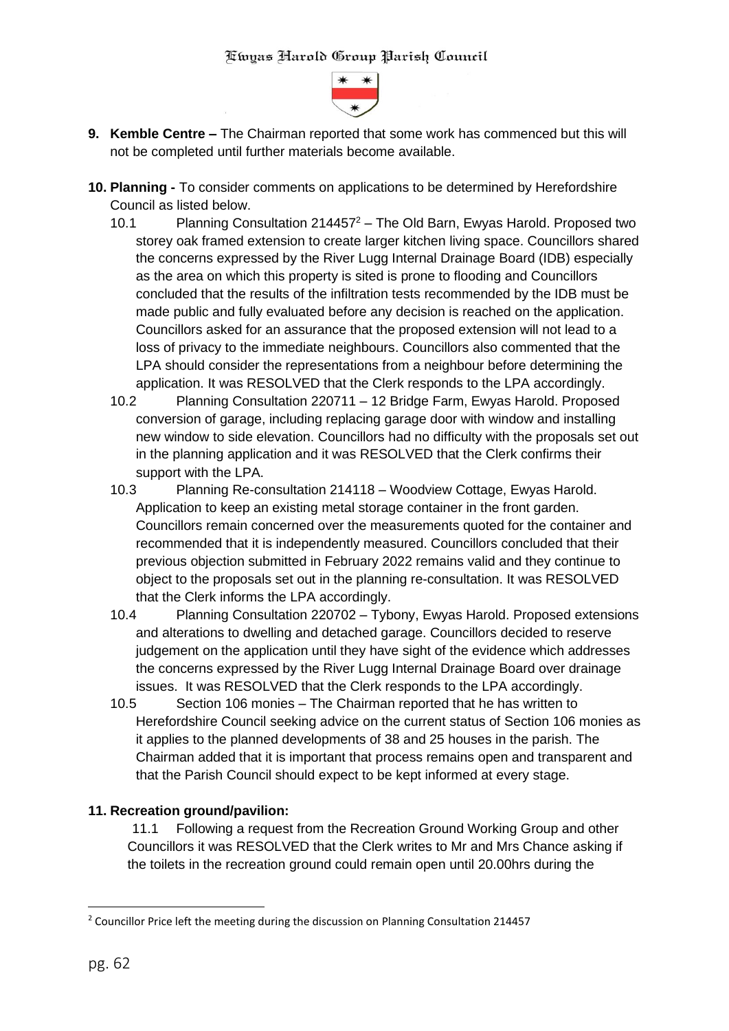9. **Kemble Centre –** The Chairman reported that some work has commenced but this will not be completed until further materials become available.

10. **Planning -** To consider comments on applications to be determined by Herefordshire Council as listed below.

    10.1 Planning Consultation 214457[2] – The Old Barn, Ewyas Harold. Proposed two storey oak framed extension to create larger kitchen living space. Councillors shared the concerns expressed by the River Lugg Internal Drainage Board (IDB) especially as the area on which this property is sited is prone to flooding and Councillors concluded that the results of the infiltration tests recommended by the IDB must be made public and fully evaluated before any decision is reached on the application. Councillors asked for an assurance that the proposed extension will not lead to a loss of privacy to the immediate neighbours. Councillors also commented that the LPA should consider the representations from a neighbour before determining the application. It was RESOLVED that the Clerk responds to the LPA accordingly.

    10.2 Planning Consultation 220711 – 12 Bridge Farm, Ewyas Harold. Proposed conversion of garage, including replacing garage door with window and installing new window to side elevation. Councillors had no difficulty with the proposals set out in the planning application and it was RESOLVED that the Clerk confirms their support with the LPA.

    10.3 Planning Re-consultation 214118 – Woodview Cottage, Ewyas Harold. Application to keep an existing metal storage container in the front garden. Councillors remain concerned over the measurements quoted for the container and recommended that it is independently measured. Councillors concluded that their previous objection submitted in February 2022 remains valid and they continue to object to the proposals set out in the planning re-consultation. It was RESOLVED that the Clerk informs the LPA accordingly.

    10.4 Planning Consultation 220702 – Tybony, Ewyas Harold. Proposed extensions and alterations to dwelling and detached garage. Councillors decided to reserve judgement on the application until they have sight of the evidence which addresses the concerns expressed by the River Lugg Internal Drainage Board over drainage issues. It was RESOLVED that the Clerk responds to the LPA accordingly.

    10.5 Section 106 monies – The Chairman reported that he has written to Herefordshire Council seeking advice on the current status of Section 106 monies as it applies to the planned developments of 38 and 25 houses in the parish. The Chairman added that it is important that process remains open and transparent and that the Parish Council should expect to be kept informed at every stage.

11. **Recreation ground/pavilion:**

    11.1 Following a request from the Recreation Ground Working Group and other Councillors it was RESOLVED that the Clerk writes to Mr and Mrs Chance asking if the toilets in the recreation ground could remain open until 20.00hrs during the

---

[2] Councillor Price left the meeting during the discussion on Planning Consultation 214457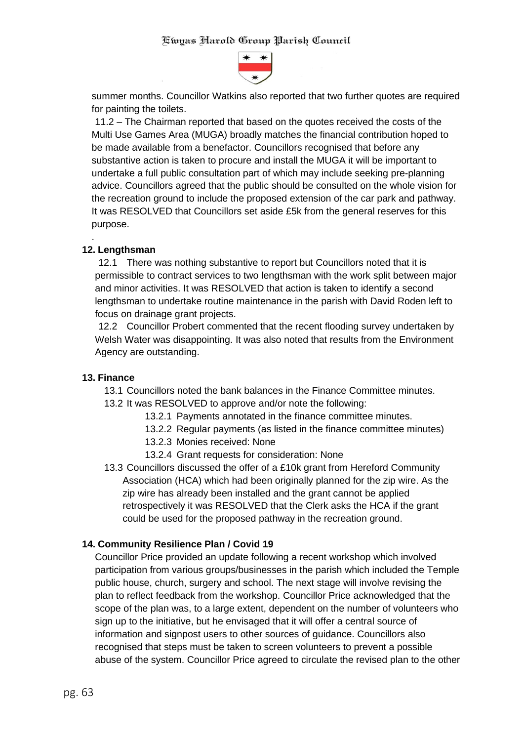summer months. Councillor Watkins also reported that two further quotes are required for painting the toilets.

11.2 – The Chairman reported that based on the quotes received the costs of the Multi Use Games Area (MUGA) broadly matches the financial contribution hoped to be made available from a benefactor. Councillors recognised that before any substantive action is taken to procure and install the MUGA it will be important to undertake a full public consultation part of which may include seeking pre-planning advice. Councillors agreed that the public should be consulted on the whole vision for the recreation ground to include the proposed extension of the car park and pathway. It was RESOLVED that Councillors set aside £5k from the general reserves for this purpose.

.

**12. Lengthsman**

12.1 There was nothing substantive to report but Councillors noted that it is permissible to contract services to two lengthsman with the work split between major and minor activities. It was RESOLVED that action is taken to identify a second lengthsman to undertake routine maintenance in the parish with David Roden left to focus on drainage grant projects.

12.2 Councillor Probert commented that the recent flooding survey undertaken by Welsh Water was disappointing. It was also noted that results from the Environment Agency are outstanding.

**13. Finance**

13.1 Councillors noted the bank balances in the Finance Committee minutes.

13.2 It was RESOLVED to approve and/or note the following:

13.2.1 Payments annotated in the finance committee minutes.

13.2.2 Regular payments (as listed in the finance committee minutes)

13.2.3 Monies received: None

13.2.4 Grant requests for consideration: None

13.3 Councillors discussed the offer of a £10k grant from Hereford Community Association (HCA) which had been originally planned for the zip wire. As the zip wire has already been installed and the grant cannot be applied retrospectively it was RESOLVED that the Clerk asks the HCA if the grant could be used for the proposed pathway in the recreation ground.

**14. Community Resilience Plan / Covid 19**

Councillor Price provided an update following a recent workshop which involved participation from various groups/businesses in the parish which included the Temple public house, church, surgery and school. The next stage will involve revising the plan to reflect feedback from the workshop. Councillor Price acknowledged that the scope of the plan was, to a large extent, dependent on the number of volunteers who sign up to the initiative, but he envisaged that it will offer a central source of information and signpost users to other sources of guidance. Councillors also recognised that steps must be taken to screen volunteers to prevent a possible abuse of the system. Councillor Price agreed to circulate the revised plan to the other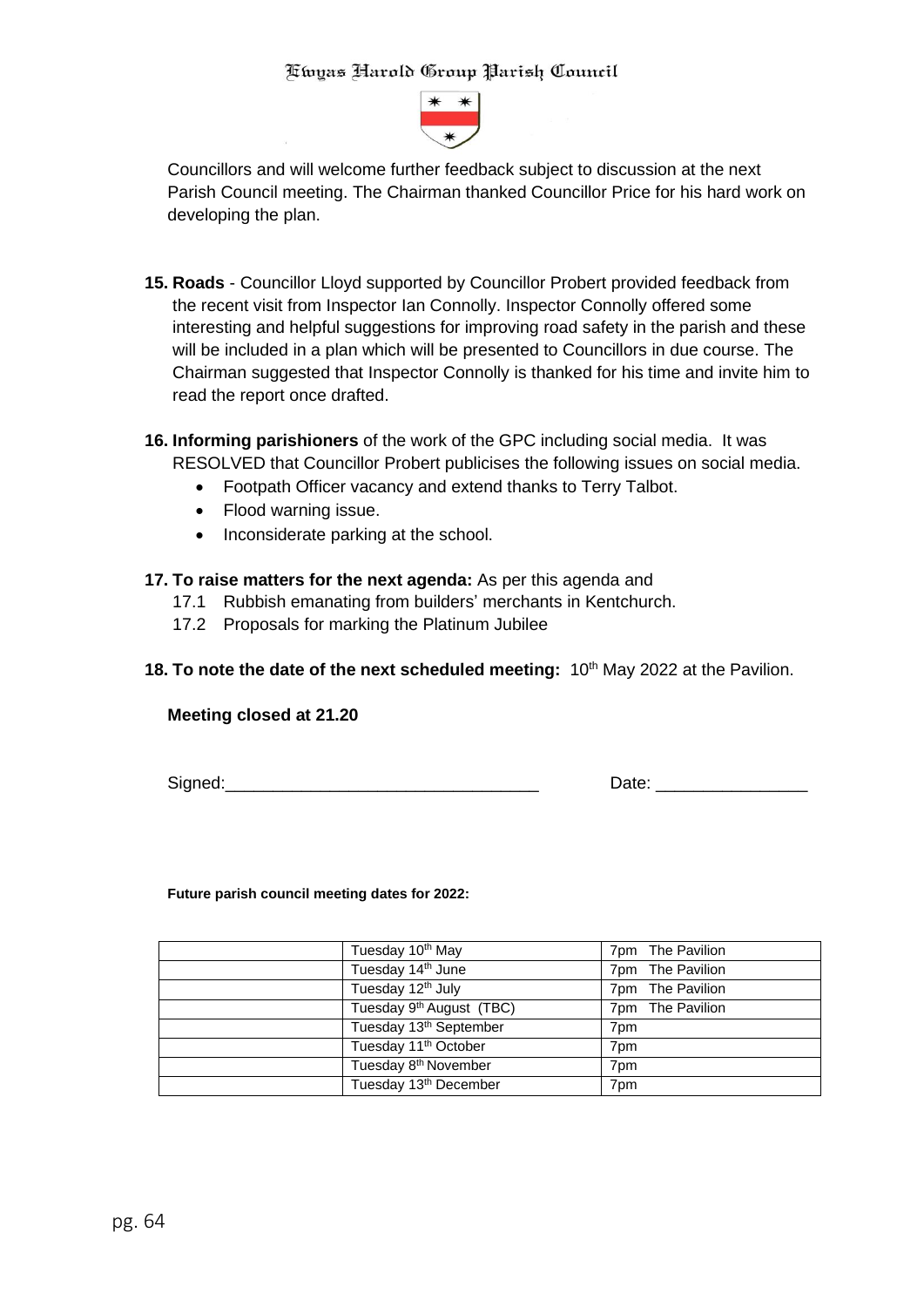Councillors and will welcome further feedback subject to discussion at the next Parish Council meeting. The Chairman thanked Councillor Price for his hard work on developing the plan.

**15. Roads** - Councillor Lloyd supported by Councillor Probert provided feedback from the recent visit from Inspector Ian Connolly. Inspector Connolly offered some interesting and helpful suggestions for improving road safety in the parish and these will be included in a plan which will be presented to Councillors in due course. The Chairman suggested that Inspector Connolly is thanked for his time and invite him to read the report once drafted.

**16. Informing parishioners** of the work of the GPC including social media. It was RESOLVED that Councillor Probert publicises the following issues on social media.

- Footpath Officer vacancy and extend thanks to Terry Talbot.
- Flood warning issue.
- Inconsiderate parking at the school.

**17. To raise matters for the next agenda:** As per this agenda and

17.1 Rubbish emanating from builders' merchants in Kentchurch.

17.2 Proposals for marking the Platinum Jubilee

**18. To note the date of the next scheduled meeting:** 10th May 2022 at the Pavilion.

**Meeting closed at 21.20**

Signed:_________________________________ Date: ________________

**Future parish council meeting dates for 2022:**

| | | |
|---|---|---|
| | Tuesday 10th May | 7pm The Pavilion |
| | Tuesday 14th June | 7pm The Pavilion |
| | Tuesday 12th July | 7pm The Pavilion |
| | Tuesday 9th August (TBC) | 7pm The Pavilion |
| | Tuesday 13th September | 7pm |
| | Tuesday 11th October | 7pm |
| | Tuesday 8th November | 7pm |
| | Tuesday 13th December | 7pm |